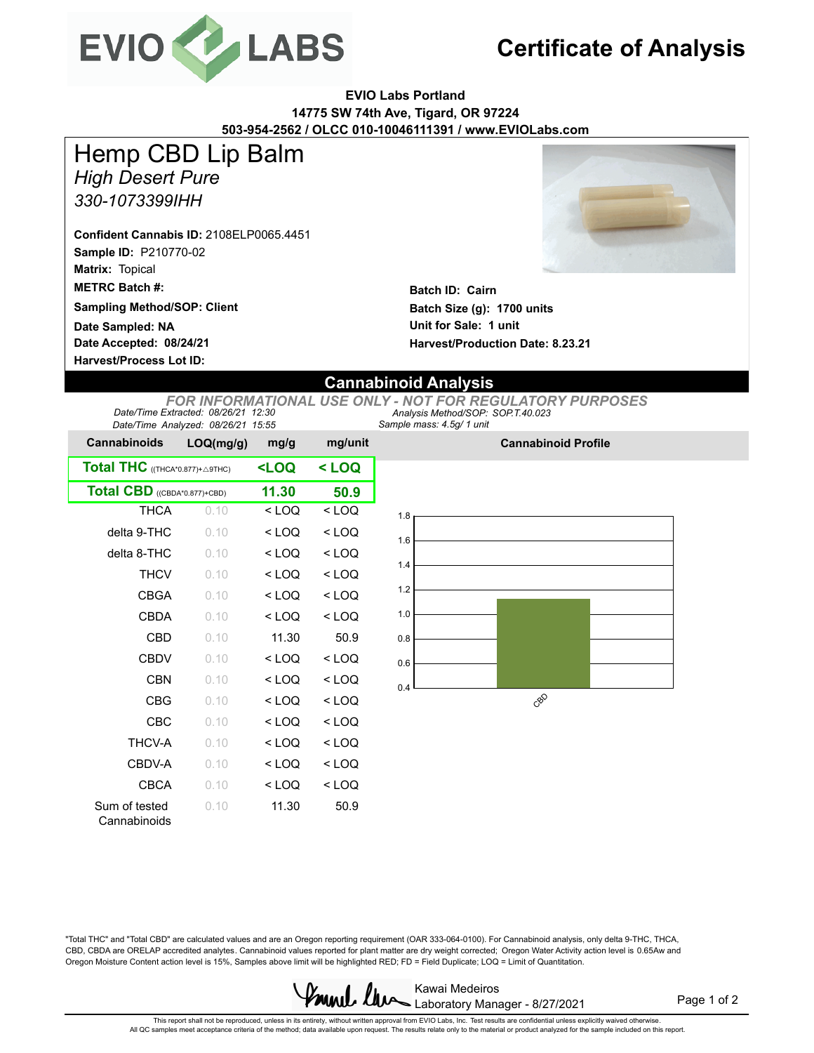# Certificate of Analysis

**EVIO Labs Portland**
**14775 SW 74th Ave, Tigard, OR 97224**
**503-954-2562 / OLCC 010-10046111391 / www.EVIOLabs.com**

# Hemp CBD Lip Balm

*High Desert Pure*

*330-1073399IHH*

**Confident Cannabis ID:** 2108ELP0065.4451
**Sample ID:** P210770-02
**Matrix:** Topical
**METRC Batch #:**
**Sampling Method/SOP: Client**
**Date Sampled: NA**
**Date Accepted: 08/24/21**
**Harvest/Process Lot ID:**

**Batch ID: Cairn**
**Batch Size (g): 1700 units**
**Unit for Sale: 1 unit**
**Harvest/Production Date: 8.23.21**

## Cannabinoid Analysis

*FOR INFORMATIONAL USE ONLY - NOT FOR REGULATORY PURPOSES*

*Date/Time Extracted: 08/26/21 12:30*
*Date/Time Analyzed: 08/26/21 15:55*
*Analysis Method/SOP: SOP.T.40.023*
*Sample mass: 4.5g/ 1 unit*

| Cannabinoids | LOQ(mg/g) | mg/g | mg/unit |
|---|---|---|---|
| **Total THC** ((THCA*0.877)+△9THC) | | **<LOQ** | **< LOQ** |
| **Total CBD** ((CBDA*0.877)+CBD) | | **11.30** | **50.9** |
| THCA | 0.10 | < LOQ | < LOQ |
| delta 9-THC | 0.10 | < LOQ | < LOQ |
| delta 8-THC | 0.10 | < LOQ | < LOQ |
| THCV | 0.10 | < LOQ | < LOQ |
| CBGA | 0.10 | < LOQ | < LOQ |
| CBDA | 0.10 | < LOQ | < LOQ |
| CBD | 0.10 | 11.30 | 50.9 |
| CBDV | 0.10 | < LOQ | < LOQ |
| CBN | 0.10 | < LOQ | < LOQ |
| CBG | 0.10 | < LOQ | < LOQ |
| CBC | 0.10 | < LOQ | < LOQ |
| THCV-A | 0.10 | < LOQ | < LOQ |
| CBDV-A | 0.10 | < LOQ | < LOQ |
| CBCA | 0.10 | < LOQ | < LOQ |
| Sum of tested Cannabinoids | 0.10 | 11.30 | 50.9 |

**Cannabinoid Profile**

"Total THC" and "Total CBD" are calculated values and are an Oregon reporting requirement (OAR 333-064-0100). For Cannabinoid analysis, only delta 9-THC, THCA, CBD, CBDA are ORELAP accredited analytes. Cannabinoid values reported for plant matter are dry weight corrected; Oregon Water Activity action level is 0.65Aw and Oregon Moisture Content action level is 15%, Samples above limit will be highlighted RED; FD = Field Duplicate; LOQ = Limit of Quantitation.

Kawai Medeiros
Laboratory Manager - 8/27/2021

This report shall not be reproduced, unless in its entirety, without written approval from EVIO Labs, Inc. Test results are confidential unless explicitly waived otherwise.
All QC samples meet acceptance criteria of the method; data available upon request. The results relate only to the material or product analyzed for the sample included on this report.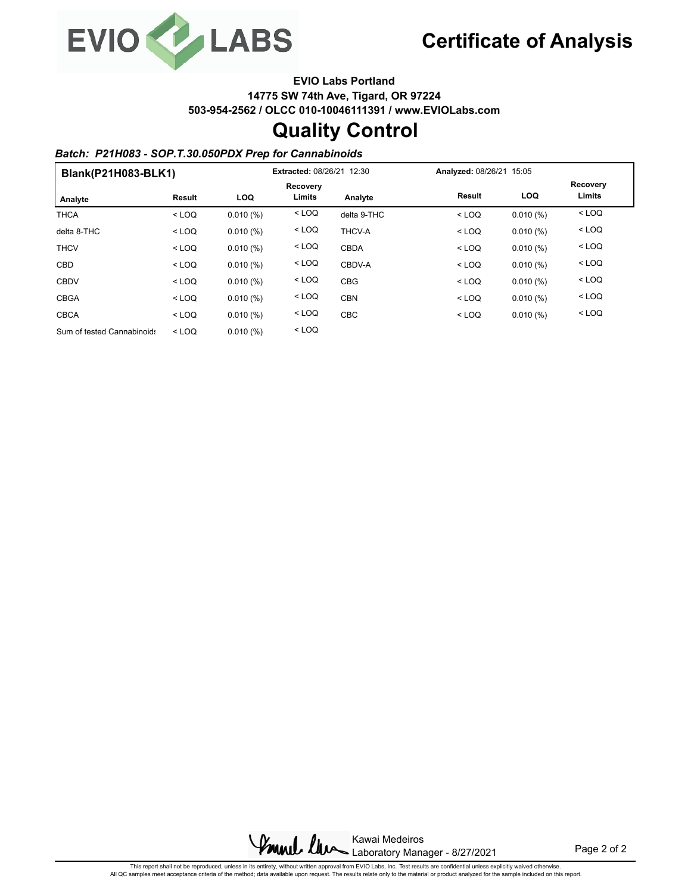# Certificate of Analysis

**EVIO Labs Portland**
**14775 SW 74th Ave, Tigard, OR 97224**
**503-954-2562 / OLCC 010-10046111391 / www.EVIOLabs.com**

# Quality Control

***Batch: P21H083 - SOP.T.30.050PDX Prep for Cannabinoids***

**Blank(P21H083-BLK1)** | **Extracted:** 08/26/21 12:30 | **Analyzed:** 08/26/21 15:05

| Analyte | Result | LOQ | Recovery Limits | Analyte | Result | LOQ | Recovery Limits |
|---|---|---|---|---|---|---|---|
| THCA | < LOQ | 0.010 (%) | < LOQ | delta 9-THC | < LOQ | 0.010 (%) | < LOQ |
| delta 8-THC | < LOQ | 0.010 (%) | < LOQ | THCV-A | < LOQ | 0.010 (%) | < LOQ |
| THCV | < LOQ | 0.010 (%) | < LOQ | CBDA | < LOQ | 0.010 (%) | < LOQ |
| CBD | < LOQ | 0.010 (%) | < LOQ | CBDV-A | < LOQ | 0.010 (%) | < LOQ |
| CBDV | < LOQ | 0.010 (%) | < LOQ | CBG | < LOQ | 0.010 (%) | < LOQ |
| CBGA | < LOQ | 0.010 (%) | < LOQ | CBN | < LOQ | 0.010 (%) | < LOQ |
| CBCA | < LOQ | 0.010 (%) | < LOQ | CBC | < LOQ | 0.010 (%) | < LOQ |
| Sum of tested Cannabinoids | < LOQ | 0.010 (%) | < LOQ | | | | |

Kawai Medeiros
Laboratory Manager - 8/27/2021

This report shall not be reproduced, unless in its entirety, without written approval from EVIO Labs, Inc. Test results are confidential unless explicitly waived otherwise.
All QC samples meet acceptance criteria of the method; data available upon request. The results relate only to the material or product analyzed for the sample included on this report.